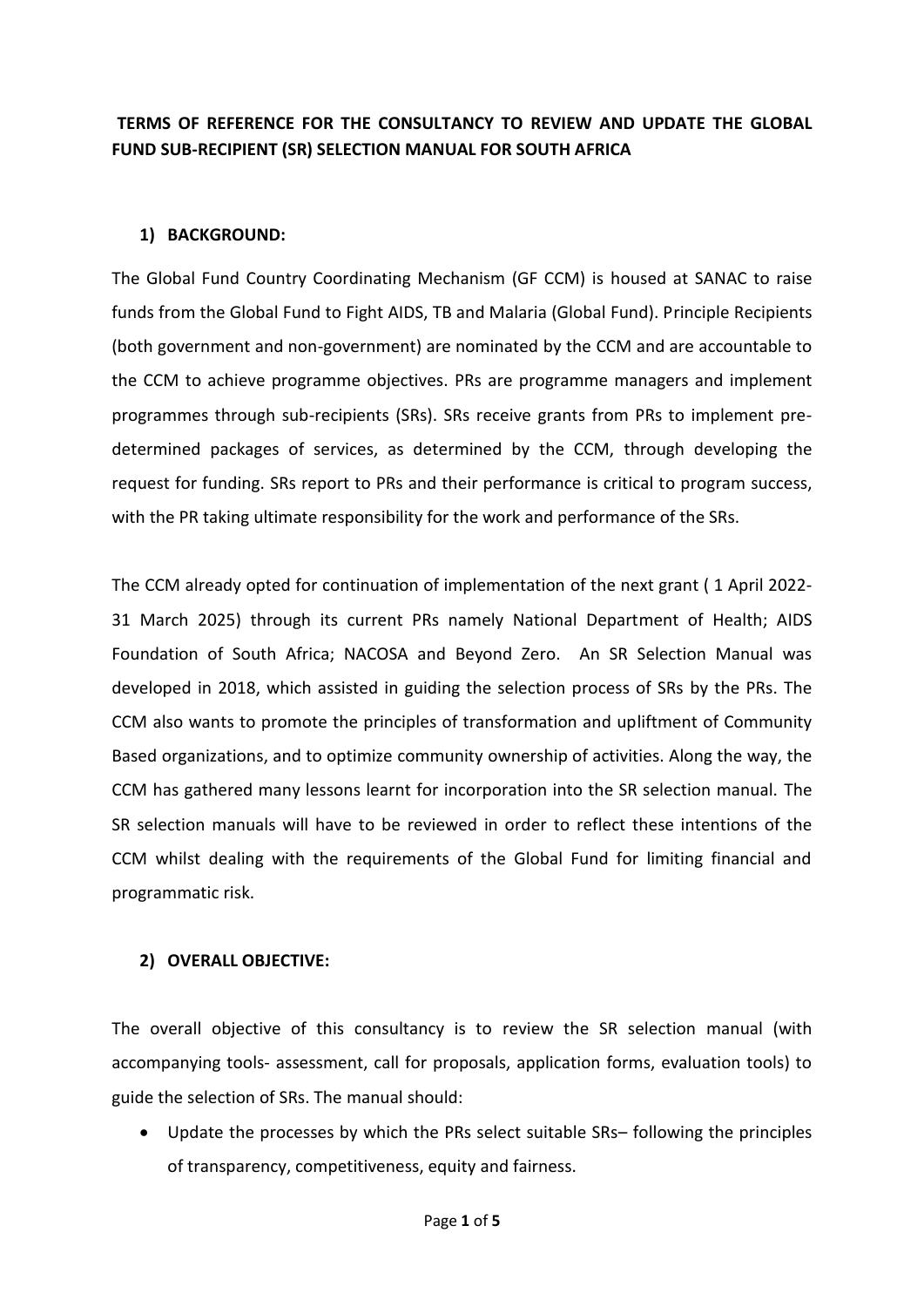# TERMS OF REFERENCE FOR THE CONSULTANCY TO REVIEW AND UPDATE THE GLOBAL FUND SUB-RECIPIENT (SR) SELECTION MANUAL FOR SOUTH AFRICA

## 1) BACKGROUND:

The Global Fund Country Coordinating Mechanism (GF CCM) is housed at SANAC to raise funds from the Global Fund to Fight AIDS, TB and Malaria (Global Fund). Principle Recipients (both government and non-government) are nominated by the CCM and are accountable to the CCM to achieve programme objectives. PRs are programme managers and implement programmes through sub-recipients (SRs). SRs receive grants from PRs to implement pre-determined packages of services, as determined by the CCM, through developing the request for funding. SRs report to PRs and their performance is critical to program success, with the PR taking ultimate responsibility for the work and performance of the SRs.

The CCM already opted for continuation of implementation of the next grant ( 1 April 2022-31 March 2025) through its current PRs namely National Department of Health; AIDS Foundation of South Africa; NACOSA and Beyond Zero. An SR Selection Manual was developed in 2018, which assisted in guiding the selection process of SRs by the PRs. The CCM also wants to promote the principles of transformation and upliftment of Community Based organizations, and to optimize community ownership of activities. Along the way, the CCM has gathered many lessons learnt for incorporation into the SR selection manual. The SR selection manuals will have to be reviewed in order to reflect these intentions of the CCM whilst dealing with the requirements of the Global Fund for limiting financial and programmatic risk.

## 2) OVERALL OBJECTIVE:

The overall objective of this consultancy is to review the SR selection manual (with accompanying tools- assessment, call for proposals, application forms, evaluation tools) to guide the selection of SRs. The manual should:

- Update the processes by which the PRs select suitable SRs– following the principles of transparency, competitiveness, equity and fairness.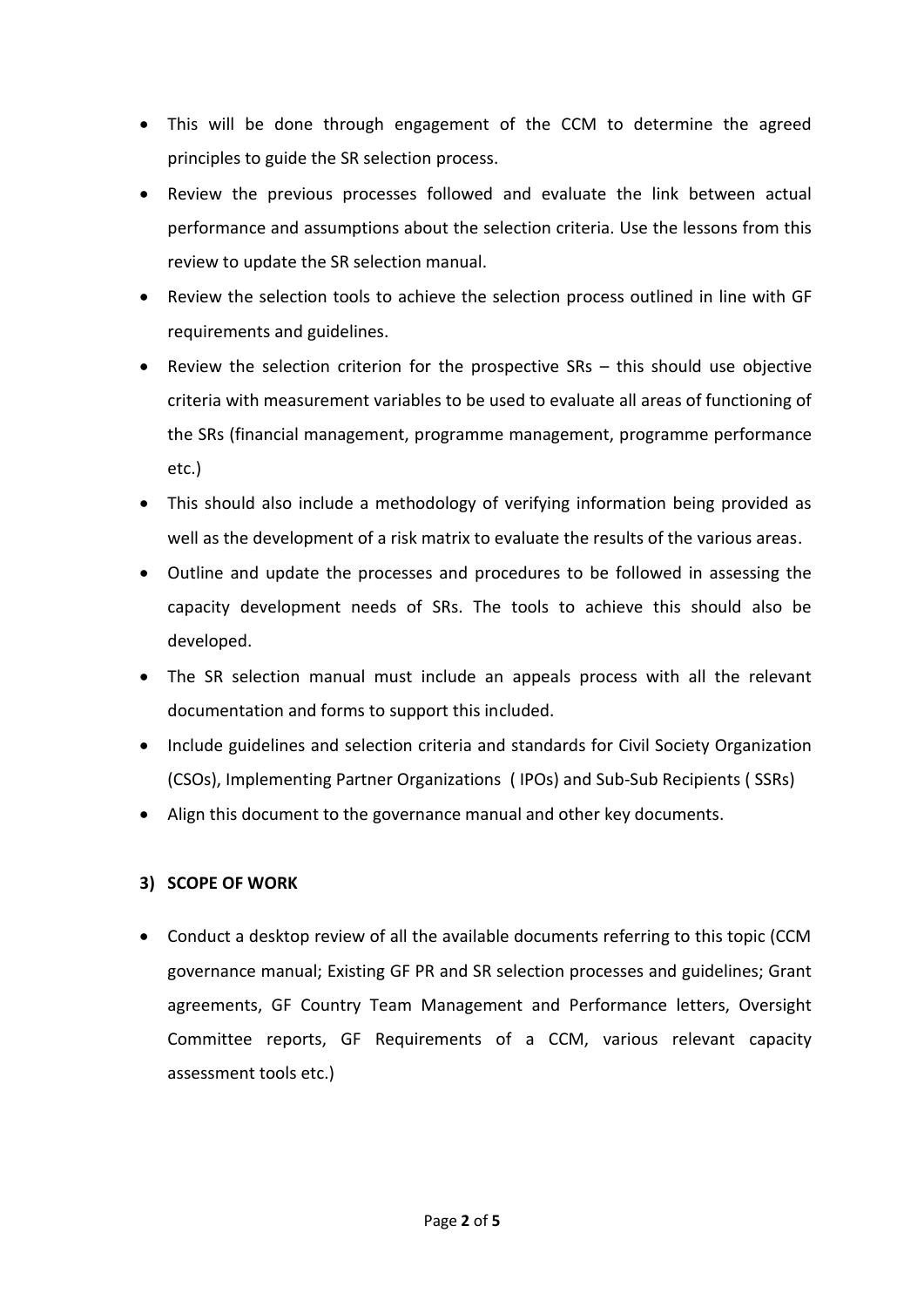- This will be done through engagement of the CCM to determine the agreed principles to guide the SR selection process.
- Review the previous processes followed and evaluate the link between actual performance and assumptions about the selection criteria. Use the lessons from this review to update the SR selection manual.
- Review the selection tools to achieve the selection process outlined in line with GF requirements and guidelines.
- Review the selection criterion for the prospective SRs – this should use objective criteria with measurement variables to be used to evaluate all areas of functioning of the SRs (financial management, programme management, programme performance etc.)
- This should also include a methodology of verifying information being provided as well as the development of a risk matrix to evaluate the results of the various areas.
- Outline and update the processes and procedures to be followed in assessing the capacity development needs of SRs. The tools to achieve this should also be developed.
- The SR selection manual must include an appeals process with all the relevant documentation and forms to support this included.
- Include guidelines and selection criteria and standards for Civil Society Organization (CSOs), Implementing Partner Organizations ( IPOs) and Sub-Sub Recipients ( SSRs)
- Align this document to the governance manual and other key documents.

### 3) SCOPE OF WORK

- Conduct a desktop review of all the available documents referring to this topic (CCM governance manual; Existing GF PR and SR selection processes and guidelines; Grant agreements, GF Country Team Management and Performance letters, Oversight Committee reports, GF Requirements of a CCM, various relevant capacity assessment tools etc.)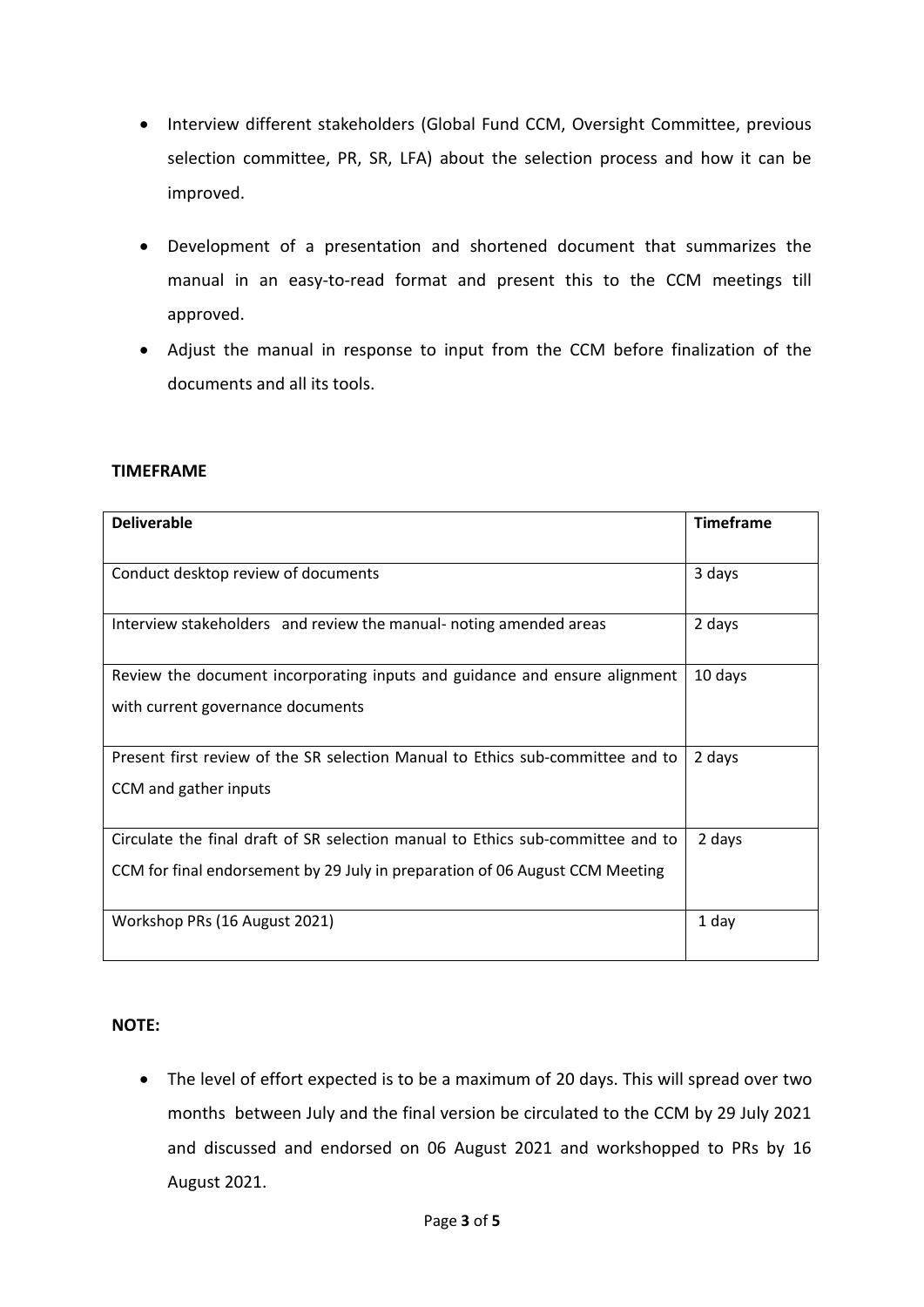- Interview different stakeholders (Global Fund CCM, Oversight Committee, previous selection committee, PR, SR, LFA) about the selection process and how it can be improved.
- Development of a presentation and shortened document that summarizes the manual in an easy-to-read format and present this to the CCM meetings till approved.
- Adjust the manual in response to input from the CCM before finalization of the documents and all its tools.

**TIMEFRAME**

| **Deliverable** | **Timeframe** |
|---|---|
| Conduct desktop review of documents | 3 days |
| Interview stakeholders and review the manual- noting amended areas | 2 days |
| Review the document incorporating inputs and guidance and ensure alignment with current governance documents | 10 days |
| Present first review of the SR selection Manual to Ethics sub-committee and to CCM and gather inputs | 2 days |
| Circulate the final draft of SR selection manual to Ethics sub-committee and to CCM for final endorsement by 29 July in preparation of 06 August CCM Meeting | 2 days |
| Workshop PRs (16 August 2021) | 1 day |

**NOTE:**

- The level of effort expected is to be a maximum of 20 days. This will spread over two months between July and the final version be circulated to the CCM by 29 July 2021 and discussed and endorsed on 06 August 2021 and workshopped to PRs by 16 August 2021.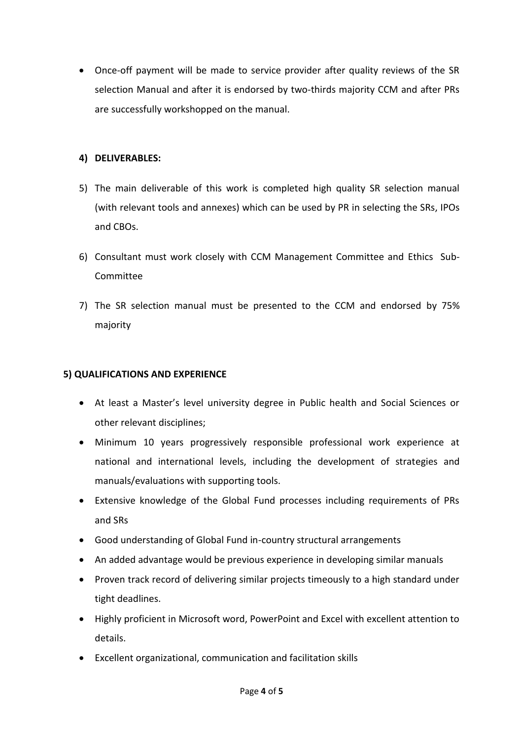- Once-off payment will be made to service provider after quality reviews of the SR selection Manual and after it is endorsed by two-thirds majority CCM and after PRs are successfully workshopped on the manual.

**4) DELIVERABLES:**

5) The main deliverable of this work is completed high quality SR selection manual (with relevant tools and annexes) which can be used by PR in selecting the SRs, IPOs and CBOs.

6) Consultant must work closely with CCM Management Committee and Ethics Sub-Committee

7) The SR selection manual must be presented to the CCM and endorsed by 75% majority

**5) QUALIFICATIONS AND EXPERIENCE**

- At least a Master's level university degree in Public health and Social Sciences or other relevant disciplines;
- Minimum 10 years progressively responsible professional work experience at national and international levels, including the development of strategies and manuals/evaluations with supporting tools.
- Extensive knowledge of the Global Fund processes including requirements of PRs and SRs
- Good understanding of Global Fund in-country structural arrangements
- An added advantage would be previous experience in developing similar manuals
- Proven track record of delivering similar projects timeously to a high standard under tight deadlines.
- Highly proficient in Microsoft word, PowerPoint and Excel with excellent attention to details.
- Excellent organizational, communication and facilitation skills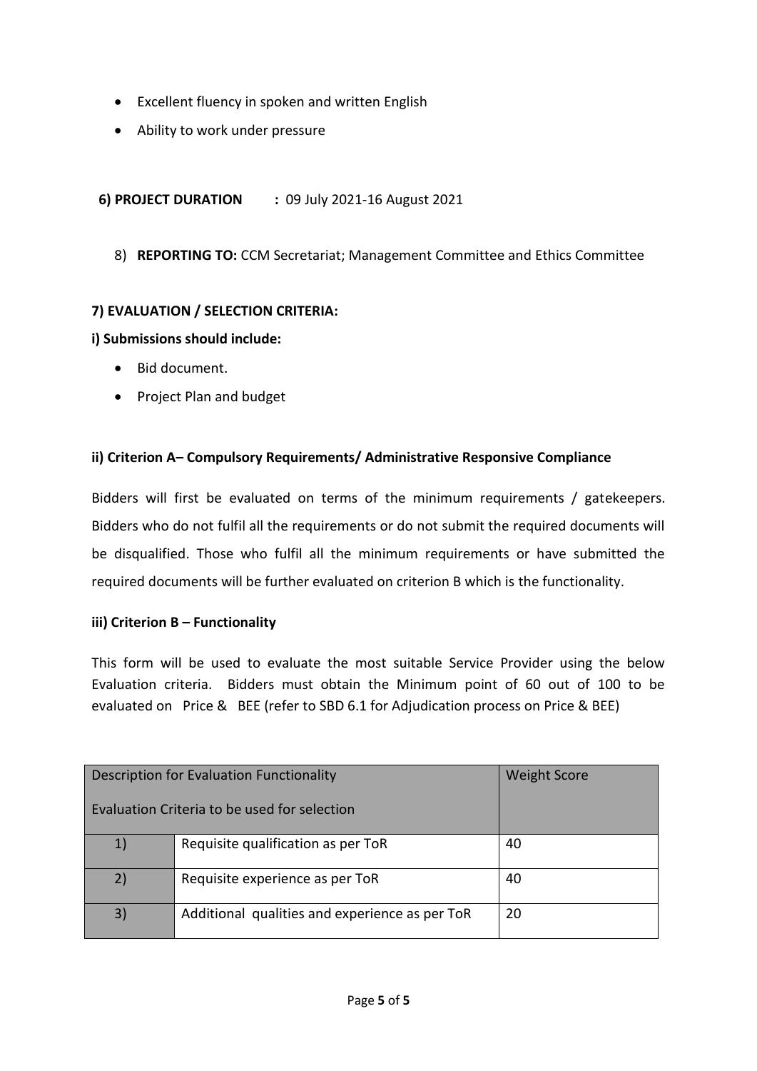- Excellent fluency in spoken and written English
- Ability to work under pressure

**6) PROJECT DURATION :** 09 July 2021-16 August 2021

8) **REPORTING TO:** CCM Secretariat; Management Committee and Ethics Committee

**7) EVALUATION / SELECTION CRITERIA:**

**i) Submissions should include:**

- Bid document.
- Project Plan and budget

**ii) Criterion A– Compulsory Requirements/ Administrative Responsive Compliance**

Bidders will first be evaluated on terms of the minimum requirements / gatekeepers. Bidders who do not fulfil all the requirements or do not submit the required documents will be disqualified. Those who fulfil all the minimum requirements or have submitted the required documents will be further evaluated on criterion B which is the functionality.

**iii) Criterion B – Functionality**

This form will be used to evaluate the most suitable Service Provider using the below Evaluation criteria. Bidders must obtain the Minimum point of 60 out of 100 to be evaluated on Price & BEE (refer to SBD 6.1 for Adjudication process on Price & BEE)

| Description for Evaluation Functionality<br><br>Evaluation Criteria to be used for selection | | Weight Score |
|---|---|---|
| 1) | Requisite qualification as per ToR | 40 |
| 2) | Requisite experience as per ToR | 40 |
| 3) | Additional qualities and experience as per ToR | 20 |